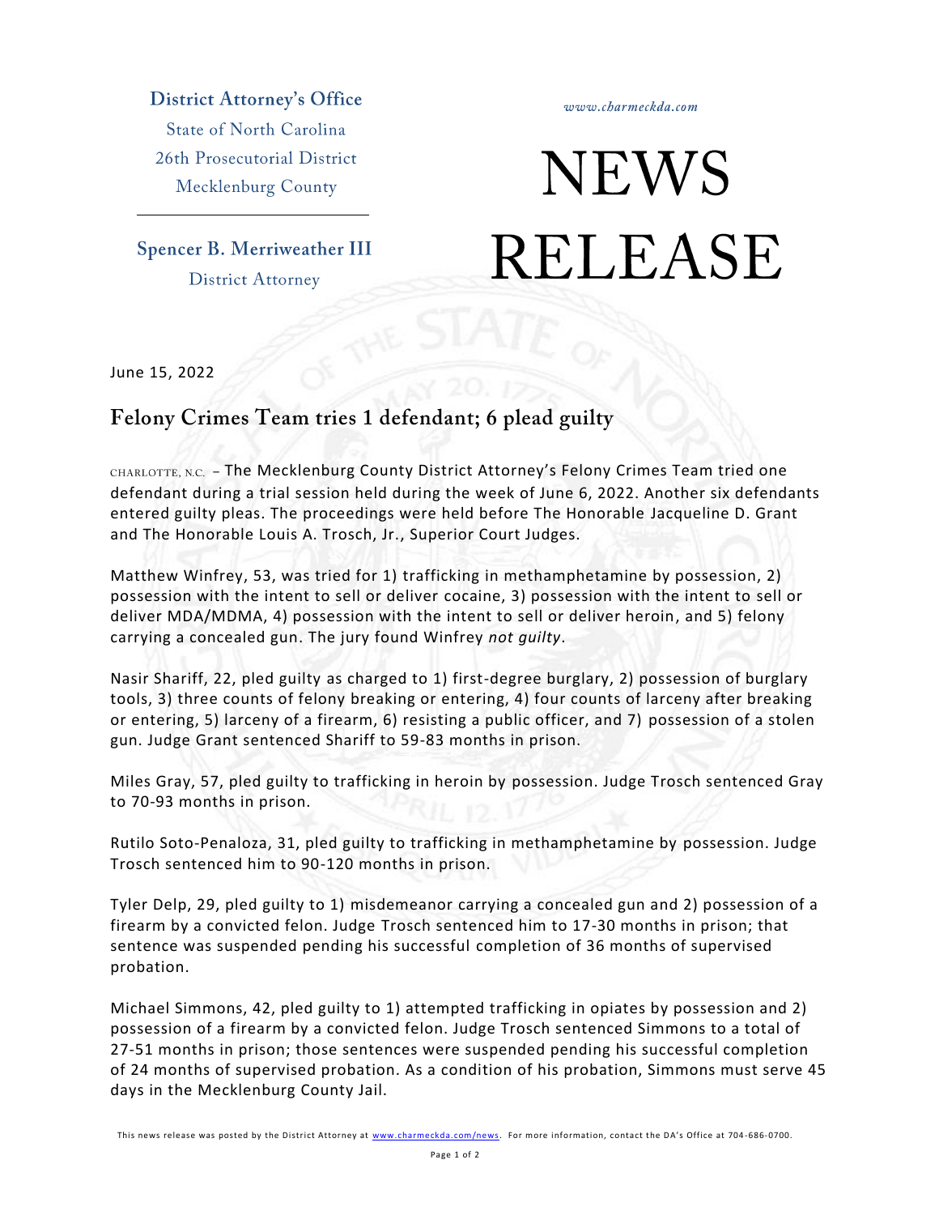**District Attorney's Office**
State of North Carolina
26th Prosecutorial District
Mecklenburg County

**Spencer B. Merriweather III**
District Attorney

*www.charmeckda.com*

# NEWS RELEASE

June 15, 2022

## Felony Crimes Team tries 1 defendant; 6 plead guilty

CHARLOTTE, N.C. – The Mecklenburg County District Attorney's Felony Crimes Team tried one defendant during a trial session held during the week of June 6, 2022. Another six defendants entered guilty pleas. The proceedings were held before The Honorable Jacqueline D. Grant and The Honorable Louis A. Trosch, Jr., Superior Court Judges.

Matthew Winfrey, 53, was tried for 1) trafficking in methamphetamine by possession, 2) possession with the intent to sell or deliver cocaine, 3) possession with the intent to sell or deliver MDA/MDMA, 4) possession with the intent to sell or deliver heroin, and 5) felony carrying a concealed gun. The jury found Winfrey *not guilty*.

Nasir Shariff, 22, pled guilty as charged to 1) first-degree burglary, 2) possession of burglary tools, 3) three counts of felony breaking or entering, 4) four counts of larceny after breaking or entering, 5) larceny of a firearm, 6) resisting a public officer, and 7) possession of a stolen gun. Judge Grant sentenced Shariff to 59-83 months in prison.

Miles Gray, 57, pled guilty to trafficking in heroin by possession. Judge Trosch sentenced Gray to 70-93 months in prison.

Rutilo Soto-Penaloza, 31, pled guilty to trafficking in methamphetamine by possession. Judge Trosch sentenced him to 90-120 months in prison.

Tyler Delp, 29, pled guilty to 1) misdemeanor carrying a concealed gun and 2) possession of a firearm by a convicted felon. Judge Trosch sentenced him to 17-30 months in prison; that sentence was suspended pending his successful completion of 36 months of supervised probation.

Michael Simmons, 42, pled guilty to 1) attempted trafficking in opiates by possession and 2) possession of a firearm by a convicted felon. Judge Trosch sentenced Simmons to a total of 27-51 months in prison; those sentences were suspended pending his successful completion of 24 months of supervised probation. As a condition of his probation, Simmons must serve 45 days in the Mecklenburg County Jail.

This news release was posted by the District Attorney at www.charmeckda.com/news. For more information, contact the DA's Office at 704-686-0700.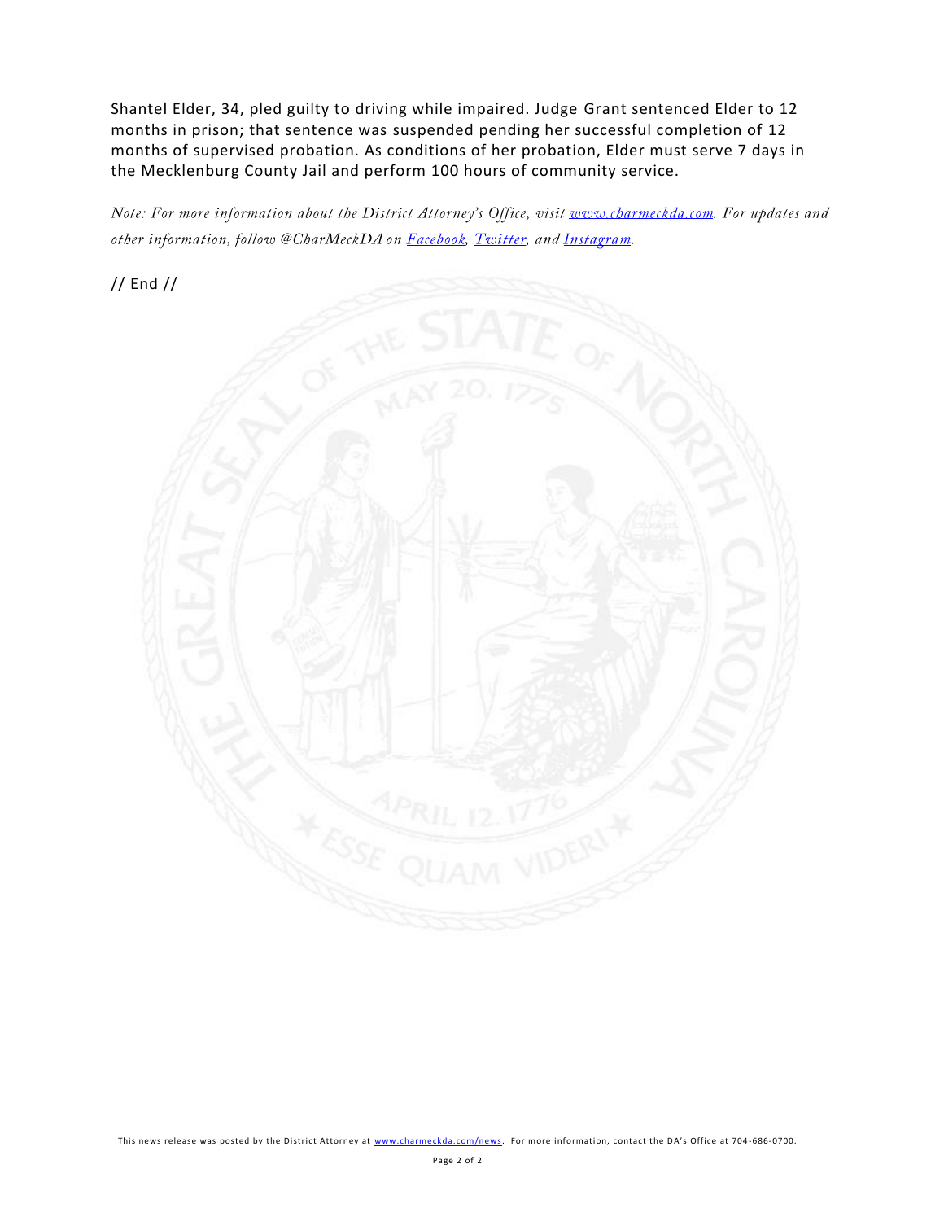Shantel Elder, 34, pled guilty to driving while impaired. Judge Grant sentenced Elder to 12 months in prison; that sentence was suspended pending her successful completion of 12 months of supervised probation. As conditions of her probation, Elder must serve 7 days in the Mecklenburg County Jail and perform 100 hours of community service.

*Note: For more information about the District Attorney's Office, visit [www.charmeckda.com](www.charmeckda.com). For updates and other information, follow @CharMeckDA on [Facebook](), [Twitter](), and [Instagram]().*

// End //

This news release was posted by the District Attorney at www.charmeckda.com/news. For more information, contact the DA's Office at 704-686-0700.